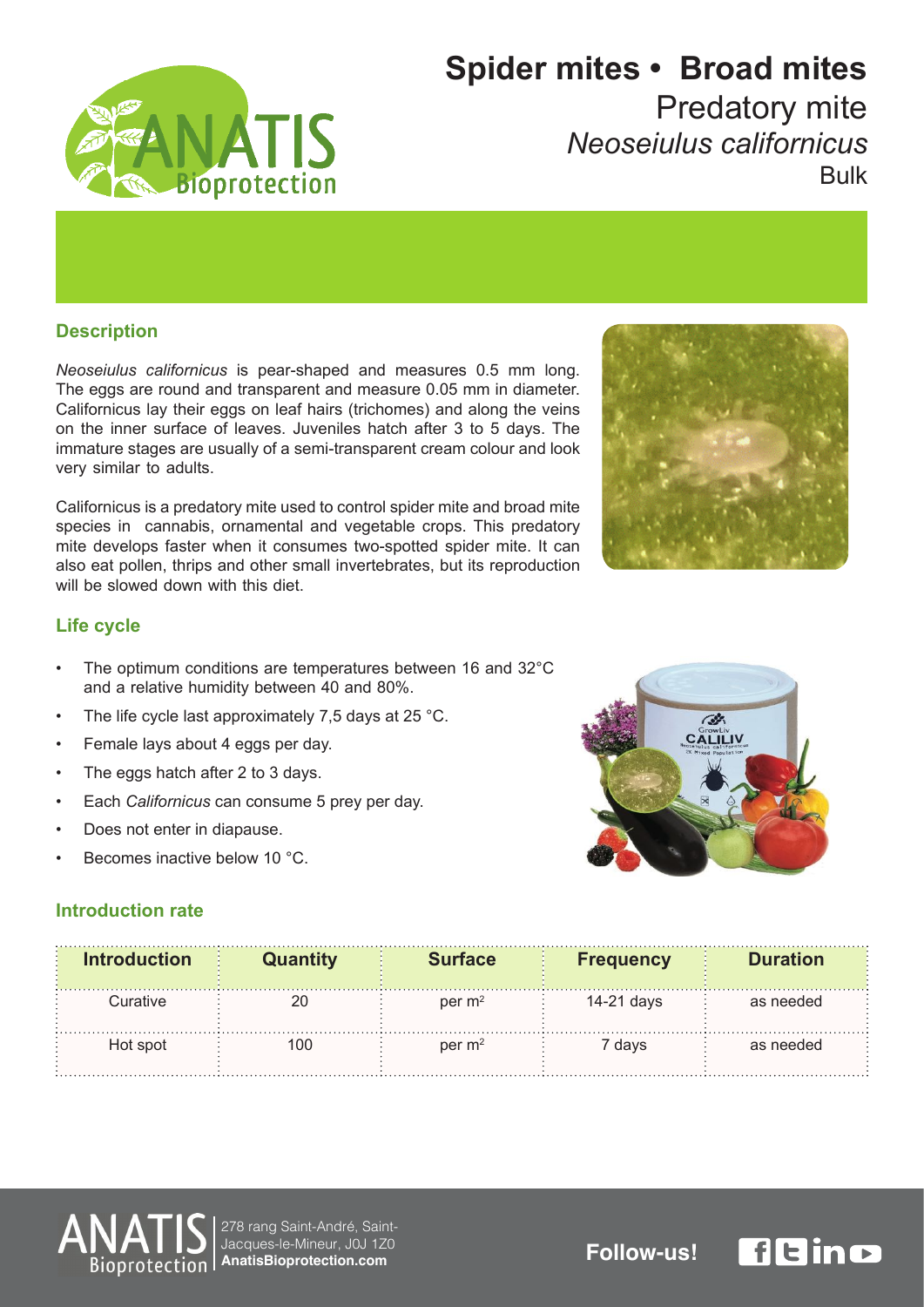# Spider mites • Broad mites

Predatory mite

*Neoseiulus californicus*

Bulk

## Description

*Neoseiulus californicus* is pear-shaped and measures 0.5 mm long. The eggs are round and transparent and measure 0.05 mm in diameter. Californicus lay their eggs on leaf hairs (trichomes) and along the veins on the inner surface of leaves. Juveniles hatch after 3 to 5 days. The immature stages are usually of a semi-transparent cream colour and look very similar to adults.

Californicus is a predatory mite used to control spider mite and broad mite species in cannabis, ornamental and vegetable crops. This predatory mite develops faster when it consumes two-spotted spider mite. It can also eat pollen, thrips and other small invertebrates, but its reproduction will be slowed down with this diet.

## Life cycle

- The optimum conditions are temperatures between 16 and 32°C and a relative humidity between 40 and 80%.
- The life cycle last approximately 7,5 days at 25 °C.
- Female lays about 4 eggs per day.
- The eggs hatch after 2 to 3 days.
- Each *Californicus* can consume 5 prey per day.
- Does not enter in diapause.
- Becomes inactive below 10 °C.

## Introduction rate

| Introduction | Quantity | Surface | Frequency | Duration |
|---|---|---|---|---|
| Curative | 20 | per $m^2$ | 14-21 days | as needed |
| Hot spot | 100 | per $m^2$ | 7 days | as needed |

278 rang Saint-André, Saint-Jacques-le-Mineur, J0J 1Z0
**AnatisBioprotection.com**

**Follow-us!**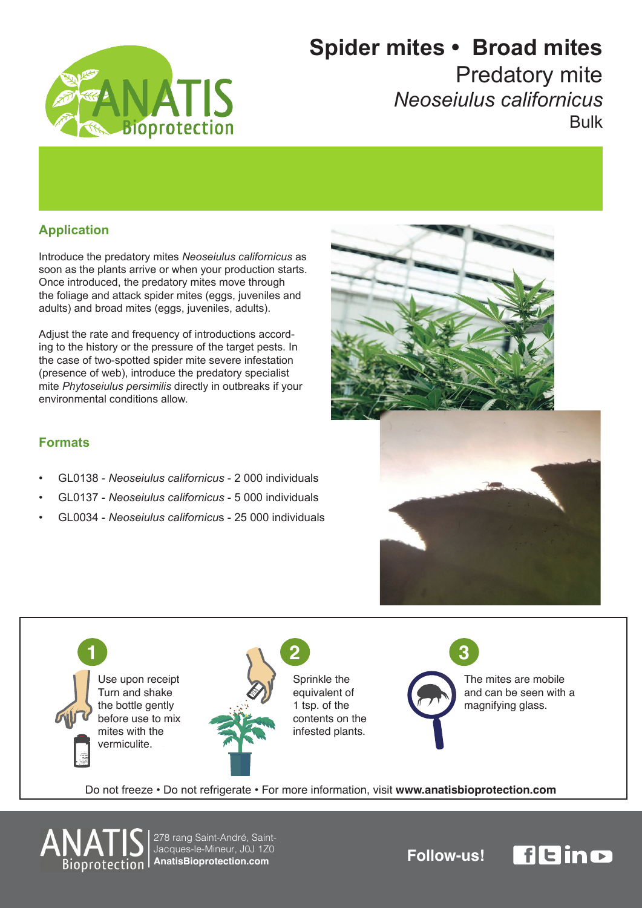# Spider mites • Broad mites

## Predatory mite

## *Neoseiulus californicus*

Bulk

### Application

Introduce the predatory mites *Neoseiulus californicus* as soon as the plants arrive or when your production starts. Once introduced, the predatory mites move through the foliage and attack spider mites (eggs, juveniles and adults) and broad mites (eggs, juveniles, adults).

Adjust the rate and frequency of introductions according to the history or the pressure of the target pests. In the case of two-spotted spider mite severe infestation (presence of web), introduce the predatory specialist mite *Phytoseiulus persimilis* directly in outbreaks if your environmental conditions allow.

### Formats

- GL0138 - *Neoseiulus californicus* - 2 000 individuals
- GL0137 - *Neoseiulus californicus* - 5 000 individuals
- GL0034 - *Neoseiulus californicu*s - 25 000 individuals

1. Use upon receipt Turn and shake the bottle gently before use to mix mites with the vermiculite.
2. Sprinkle the equivalent of 1 tsp. of the contents on the infested plants.
3. The mites are mobile and can be seen with a magnifying glass.

Do not freeze • Do not refrigerate • For more information, visit **www.anatisbioprotection.com**

ANATIS Bioprotection

278 rang Saint-André, Saint-Jacques-le-Mineur, J0J 1Z0

**AnatisBioprotection.com**

**Follow-us!**